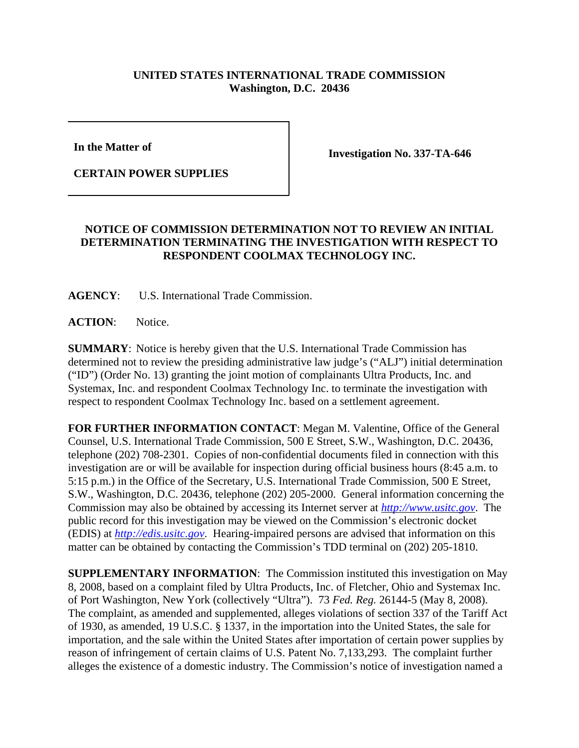**UNITED STATES INTERNATIONAL TRADE COMMISSION**
**Washington, D.C. 20436**

| **In the Matter of** **CERTAIN POWER SUPPLIES** | **Investigation No. 337-TA-646** |
|---|---|

## NOTICE OF COMMISSION DETERMINATION NOT TO REVIEW AN INITIAL DETERMINATION TERMINATING THE INVESTIGATION WITH RESPECT TO RESPONDENT COOLMAX TECHNOLOGY INC.

**AGENCY**: U.S. International Trade Commission.

**ACTION**: Notice.

**SUMMARY**: Notice is hereby given that the U.S. International Trade Commission has determined not to review the presiding administrative law judge's ("ALJ") initial determination ("ID") (Order No. 13) granting the joint motion of complainants Ultra Products, Inc. and Systemax, Inc. and respondent Coolmax Technology Inc. to terminate the investigation with respect to respondent Coolmax Technology Inc. based on a settlement agreement.

**FOR FURTHER INFORMATION CONTACT**: Megan M. Valentine, Office of the General Counsel, U.S. International Trade Commission, 500 E Street, S.W., Washington, D.C. 20436, telephone (202) 708-2301. Copies of non-confidential documents filed in connection with this investigation are or will be available for inspection during official business hours (8:45 a.m. to 5:15 p.m.) in the Office of the Secretary, U.S. International Trade Commission, 500 E Street, S.W., Washington, D.C. 20436, telephone (202) 205-2000. General information concerning the Commission may also be obtained by accessing its Internet server at *http://www.usitc.gov*. The public record for this investigation may be viewed on the Commission's electronic docket (EDIS) at *http://edis.usitc.gov*. Hearing-impaired persons are advised that information on this matter can be obtained by contacting the Commission's TDD terminal on (202) 205-1810.

**SUPPLEMENTARY INFORMATION**: The Commission instituted this investigation on May 8, 2008, based on a complaint filed by Ultra Products, Inc. of Fletcher, Ohio and Systemax Inc. of Port Washington, New York (collectively "Ultra"). 73 *Fed. Reg.* 26144-5 (May 8, 2008). The complaint, as amended and supplemented, alleges violations of section 337 of the Tariff Act of 1930, as amended, 19 U.S.C. § 1337, in the importation into the United States, the sale for importation, and the sale within the United States after importation of certain power supplies by reason of infringement of certain claims of U.S. Patent No. 7,133,293. The complaint further alleges the existence of a domestic industry. The Commission's notice of investigation named a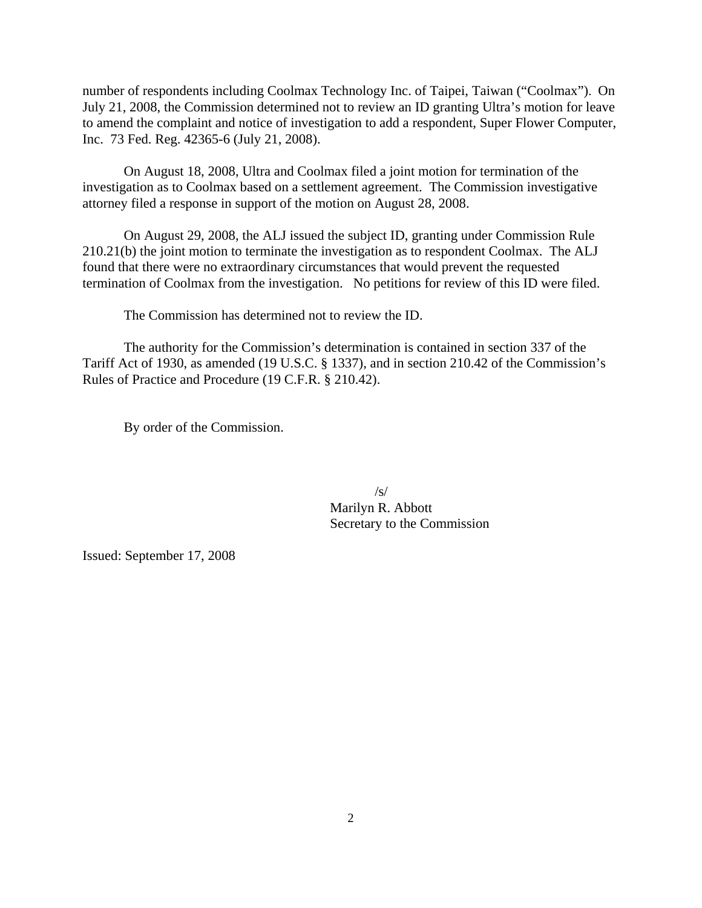number of respondents including Coolmax Technology Inc. of Taipei, Taiwan ("Coolmax"). On July 21, 2008, the Commission determined not to review an ID granting Ultra's motion for leave to amend the complaint and notice of investigation to add a respondent, Super Flower Computer, Inc. 73 Fed. Reg. 42365-6 (July 21, 2008).

On August 18, 2008, Ultra and Coolmax filed a joint motion for termination of the investigation as to Coolmax based on a settlement agreement. The Commission investigative attorney filed a response in support of the motion on August 28, 2008.

On August 29, 2008, the ALJ issued the subject ID, granting under Commission Rule 210.21(b) the joint motion to terminate the investigation as to respondent Coolmax. The ALJ found that there were no extraordinary circumstances that would prevent the requested termination of Coolmax from the investigation. No petitions for review of this ID were filed.

The Commission has determined not to review the ID.

The authority for the Commission's determination is contained in section 337 of the Tariff Act of 1930, as amended (19 U.S.C. § 1337), and in section 210.42 of the Commission's Rules of Practice and Procedure (19 C.F.R. § 210.42).

By order of the Commission.

/s/
Marilyn R. Abbott
Secretary to the Commission

Issued: September 17, 2008